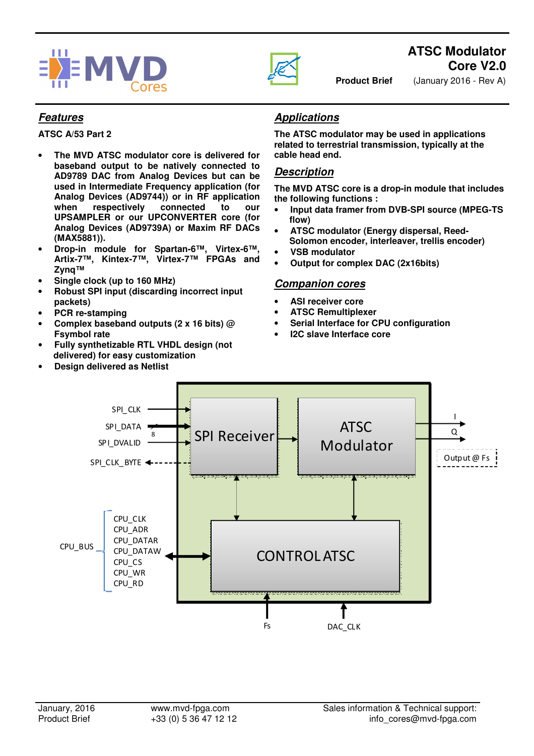# ATSC Modulator Core V2.0

**Product Brief** (January 2016 - Rev A)

## Features

**ATSC A/53 Part 2**

- **The MVD ATSC modulator core is delivered for baseband output to be natively connected to AD9789 DAC from Analog Devices but can be used in Intermediate Frequency application (for Analog Devices (AD9744)) or in RF application when respectively connected to our UPSAMPLER or our UPCONVERTER core (for Analog Devices (AD9739A) or Maxim RF DACs (MAX5881)).**
- **Drop-in module for Spartan-6™, Virtex-6™, Artix-7™, Kintex-7™, Virtex-7™ FPGAs and Zynq™**
- **Single clock (up to 160 MHz)**
- **Robust SPI input (discarding incorrect input packets)**
- **PCR re-stamping**
- **Complex baseband outputs (2 x 16 bits) @ Fsymbol rate**
- **Fully synthetizable RTL VHDL design (not delivered) for easy customization**
- **Design delivered as Netlist**

## Applications

**The ATSC modulator may be used in applications related to terrestrial transmission, typically at the cable head end.**

## Description

**The MVD ATSC core is a drop-in module that includes the following functions :**

- **Input data framer from DVB-SPI source (MPEG-TS flow)**
- **ATSC modulator (Energy dispersal, Reed-Solomon encoder, interleaver, trellis encoder)**
- **VSB modulator**
- **Output for complex DAC (2x16bits)**

## Companion cores

- **ASI receiver core**
- **ATSC Remultiplexer**
- **Serial Interface for CPU configuration**
- **I2C slave Interface core**

SPI_CLK
SPI_DATA (8)
SPI_DVALID
SPI_CLK_BYTE

SPI Receiver

ATSC Modulator

I
Q
Output @ Fs

CPU_BUS: CPU_CLK, CPU_ADR, CPU_DATAR, CPU_DATAW, CPU_CS, CPU_WR, CPU_RD

CONTROL ATSC

Fs

DAC_CLK

January, 2016
Product Brief

www.mvd-fpga.com
+33 (0) 5 36 47 12 12

Sales information & Technical support:
info_cores@mvd-fpga.com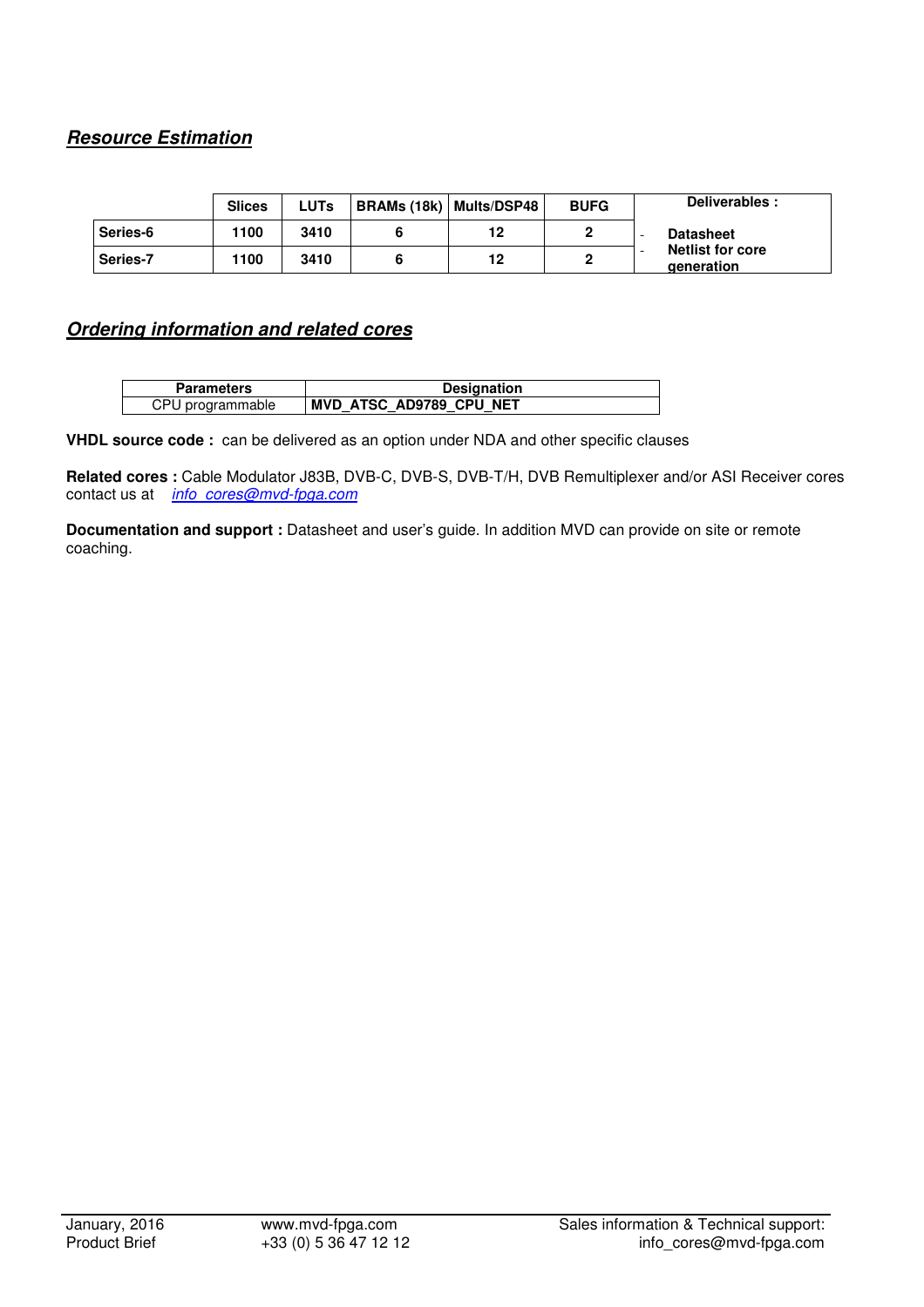## ***Resource Estimation***

| | Slices | LUTs | BRAMs (18k) | Mults/DSP48 | BUFG | Deliverables : |
|---|---|---|---|---|---|---|
| **Series-6** | **1100** | **3410** | **6** | **12** | **2** | - **Datasheet** |
| **Series-7** | **1100** | **3410** | **6** | **12** | **2** | - **Netlist for core generation** |

## ***Ordering information and related cores***

| Parameters | Designation |
|---|---|
| CPU programmable | **MVD_ATSC_AD9789_CPU_NET** |

**VHDL source code :** can be delivered as an option under NDA and other specific clauses

**Related cores :** Cable Modulator J83B, DVB-C, DVB-S, DVB-T/H, DVB Remultiplexer and/or ASI Receiver cores contact us at *info_cores@mvd-fpga.com*

**Documentation and support :** Datasheet and user's guide. In addition MVD can provide on site or remote coaching.

January, 2016
Product Brief

www.mvd-fpga.com
+33 (0) 5 36 47 12 12

Sales information & Technical support:
info_cores@mvd-fpga.com